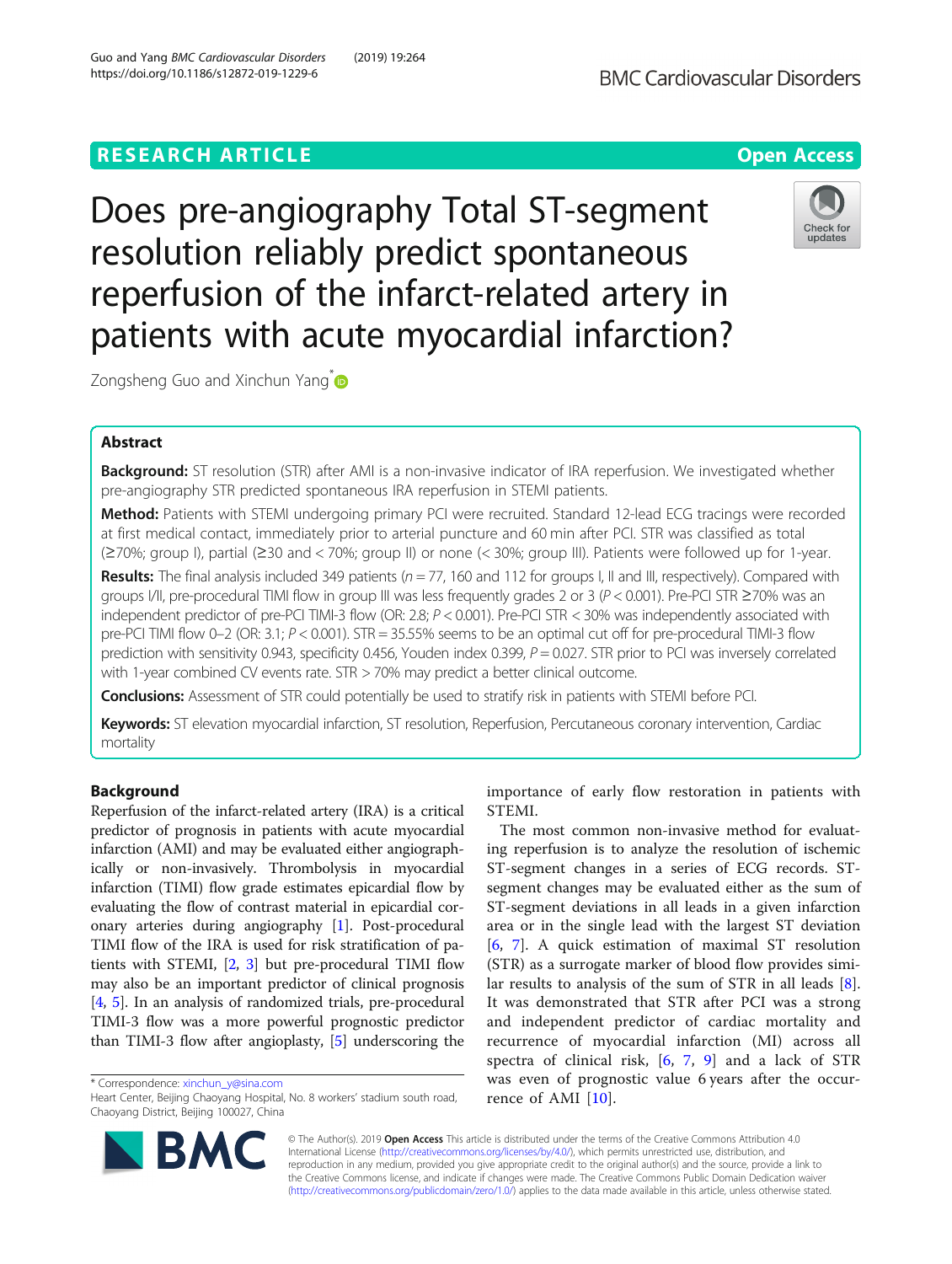RESEARCH ARTICLE

Open Access

# Does pre-angiography Total ST-segment resolution reliably predict spontaneous reperfusion of the infarct-related artery in patients with acute myocardial infarction?

Zongsheng Guo and Xinchun Yang*

## Abstract

**Background:** ST resolution (STR) after AMI is a non-invasive indicator of IRA reperfusion. We investigated whether pre-angiography STR predicted spontaneous IRA reperfusion in STEMI patients.

**Method:** Patients with STEMI undergoing primary PCI were recruited. Standard 12-lead ECG tracings were recorded at first medical contact, immediately prior to arterial puncture and 60 min after PCI. STR was classified as total (≥70%; group I), partial (≥30 and < 70%; group II) or none (< 30%; group III). Patients were followed up for 1-year.

**Results:** The final analysis included 349 patients ($n = 77$, 160 and 112 for groups I, II and III, respectively). Compared with groups I/II, pre-procedural TIMI flow in group III was less frequently grades 2 or 3 ($P < 0.001$). Pre-PCI STR ≥70% was an independent predictor of pre-PCI TIMI-3 flow (OR: 2.8; $P < 0.001$). Pre-PCI STR < 30% was independently associated with pre-PCI TIMI flow 0–2 (OR: 3.1; $P < 0.001$). STR = 35.55% seems to be an optimal cut off for pre-procedural TIMI-3 flow prediction with sensitivity 0.943, specificity 0.456, Youden index 0.399, $P = 0.027$. STR prior to PCI was inversely correlated with 1-year combined CV events rate. STR > 70% may predict a better clinical outcome.

**Conclusions:** Assessment of STR could potentially be used to stratify risk in patients with STEMI before PCI.

**Keywords:** ST elevation myocardial infarction, ST resolution, Reperfusion, Percutaneous coronary intervention, Cardiac mortality

## Background

Reperfusion of the infarct-related artery (IRA) is a critical predictor of prognosis in patients with acute myocardial infarction (AMI) and may be evaluated either angiographically or non-invasively. Thrombolysis in myocardial infarction (TIMI) flow grade estimates epicardial flow by evaluating the flow of contrast material in epicardial coronary arteries during angiography [1]. Post-procedural TIMI flow of the IRA is used for risk stratification of patients with STEMI, [2, 3] but pre-procedural TIMI flow may also be an important predictor of clinical prognosis [4, 5]. In an analysis of randomized trials, pre-procedural TIMI-3 flow was a more powerful prognostic predictor than TIMI-3 flow after angioplasty, [5] underscoring the importance of early flow restoration in patients with STEMI.

The most common non-invasive method for evaluating reperfusion is to analyze the resolution of ischemic ST-segment changes in a series of ECG records. ST-segment changes may be evaluated either as the sum of ST-segment deviations in all leads in a given infarction area or in the single lead with the largest ST deviation [6, 7]. A quick estimation of maximal ST resolution (STR) as a surrogate marker of blood flow provides similar results to analysis of the sum of STR in all leads [8]. It was demonstrated that STR after PCI was a strong and independent predictor of cardiac mortality and recurrence of myocardial infarction (MI) across all spectra of clinical risk, [6, 7, 9] and a lack of STR was even of prognostic value 6 years after the occurrence of AMI [10].

* Correspondence: xinchun_y@sina.com
Heart Center, Beijing Chaoyang Hospital, No. 8 workers' stadium south road, Chaoyang District, Beijing 100027, China

© The Author(s). 2019 **Open Access** This article is distributed under the terms of the Creative Commons Attribution 4.0 International License (http://creativecommons.org/licenses/by/4.0/), which permits unrestricted use, distribution, and reproduction in any medium, provided you give appropriate credit to the original author(s) and the source, provide a link to the Creative Commons license, and indicate if changes were made. The Creative Commons Public Domain Dedication waiver (http://creativecommons.org/publicdomain/zero/1.0/) applies to the data made available in this article, unless otherwise stated.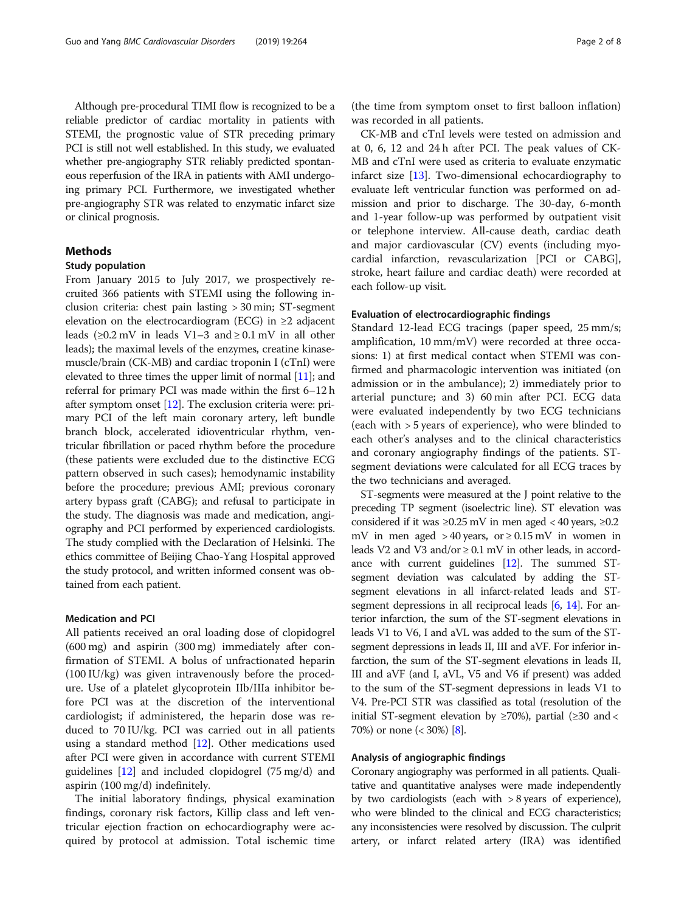Although pre-procedural TIMI flow is recognized to be a reliable predictor of cardiac mortality in patients with STEMI, the prognostic value of STR preceding primary PCI is still not well established. In this study, we evaluated whether pre-angiography STR reliably predicted spontaneous reperfusion of the IRA in patients with AMI undergoing primary PCI. Furthermore, we investigated whether pre-angiography STR was related to enzymatic infarct size or clinical prognosis.

## Methods

### Study population

From January 2015 to July 2017, we prospectively recruited 366 patients with STEMI using the following inclusion criteria: chest pain lasting > 30 min; ST-segment elevation on the electrocardiogram (ECG) in ≥2 adjacent leads (≥0.2 mV in leads V1–3 and ≥ 0.1 mV in all other leads); the maximal levels of the enzymes, creatine kinase-muscle/brain (CK-MB) and cardiac troponin I (cTnI) were elevated to three times the upper limit of normal [11]; and referral for primary PCI was made within the first 6–12 h after symptom onset [12]. The exclusion criteria were: primary PCI of the left main coronary artery, left bundle branch block, accelerated idioventricular rhythm, ventricular fibrillation or paced rhythm before the procedure (these patients were excluded due to the distinctive ECG pattern observed in such cases); hemodynamic instability before the procedure; previous AMI; previous coronary artery bypass graft (CABG); and refusal to participate in the study. The diagnosis was made and medication, angiography and PCI performed by experienced cardiologists. The study complied with the Declaration of Helsinki. The ethics committee of Beijing Chao-Yang Hospital approved the study protocol, and written informed consent was obtained from each patient.

### Medication and PCI

All patients received an oral loading dose of clopidogrel (600 mg) and aspirin (300 mg) immediately after confirmation of STEMI. A bolus of unfractionated heparin (100 IU/kg) was given intravenously before the procedure. Use of a platelet glycoprotein IIb/IIIa inhibitor before PCI was at the discretion of the interventional cardiologist; if administered, the heparin dose was reduced to 70 IU/kg. PCI was carried out in all patients using a standard method [12]. Other medications used after PCI were given in accordance with current STEMI guidelines [12] and included clopidogrel (75 mg/d) and aspirin (100 mg/d) indefinitely.

The initial laboratory findings, physical examination findings, coronary risk factors, Killip class and left ventricular ejection fraction on echocardiography were acquired by protocol at admission. Total ischemic time (the time from symptom onset to first balloon inflation) was recorded in all patients.

CK-MB and cTnI levels were tested on admission and at 0, 6, 12 and 24 h after PCI. The peak values of CK-MB and cTnI were used as criteria to evaluate enzymatic infarct size [13]. Two-dimensional echocardiography to evaluate left ventricular function was performed on admission and prior to discharge. The 30-day, 6-month and 1-year follow-up was performed by outpatient visit or telephone interview. All-cause death, cardiac death and major cardiovascular (CV) events (including myocardial infarction, revascularization [PCI or CABG], stroke, heart failure and cardiac death) were recorded at each follow-up visit.

### Evaluation of electrocardiographic findings

Standard 12-lead ECG tracings (paper speed, 25 mm/s; amplification, 10 mm/mV) were recorded at three occasions: 1) at first medical contact when STEMI was confirmed and pharmacologic intervention was initiated (on admission or in the ambulance); 2) immediately prior to arterial puncture; and 3) 60 min after PCI. ECG data were evaluated independently by two ECG technicians (each with > 5 years of experience), who were blinded to each other's analyses and to the clinical characteristics and coronary angiography findings of the patients. ST-segment deviations were calculated for all ECG traces by the two technicians and averaged.

ST-segments were measured at the J point relative to the preceding TP segment (isoelectric line). ST elevation was considered if it was ≥0.25 mV in men aged < 40 years, ≥0.2 mV in men aged > 40 years, or ≥ 0.15 mV in women in leads V2 and V3 and/or ≥ 0.1 mV in other leads, in accordance with current guidelines [12]. The summed ST-segment deviation was calculated by adding the ST-segment elevations in all infarct-related leads and ST-segment depressions in all reciprocal leads [6, 14]. For anterior infarction, the sum of the ST-segment elevations in leads V1 to V6, I and aVL was added to the sum of the ST-segment depressions in leads II, III and aVF. For inferior infarction, the sum of the ST-segment elevations in leads II, III and aVF (and I, aVL, V5 and V6 if present) was added to the sum of the ST-segment depressions in leads V1 to V4. Pre-PCI STR was classified as total (resolution of the initial ST-segment elevation by ≥70%), partial (≥30 and < 70%) or none (< 30%) [8].

### Analysis of angiographic findings

Coronary angiography was performed in all patients. Qualitative and quantitative analyses were made independently by two cardiologists (each with > 8 years of experience), who were blinded to the clinical and ECG characteristics; any inconsistencies were resolved by discussion. The culprit artery, or infarct related artery (IRA) was identified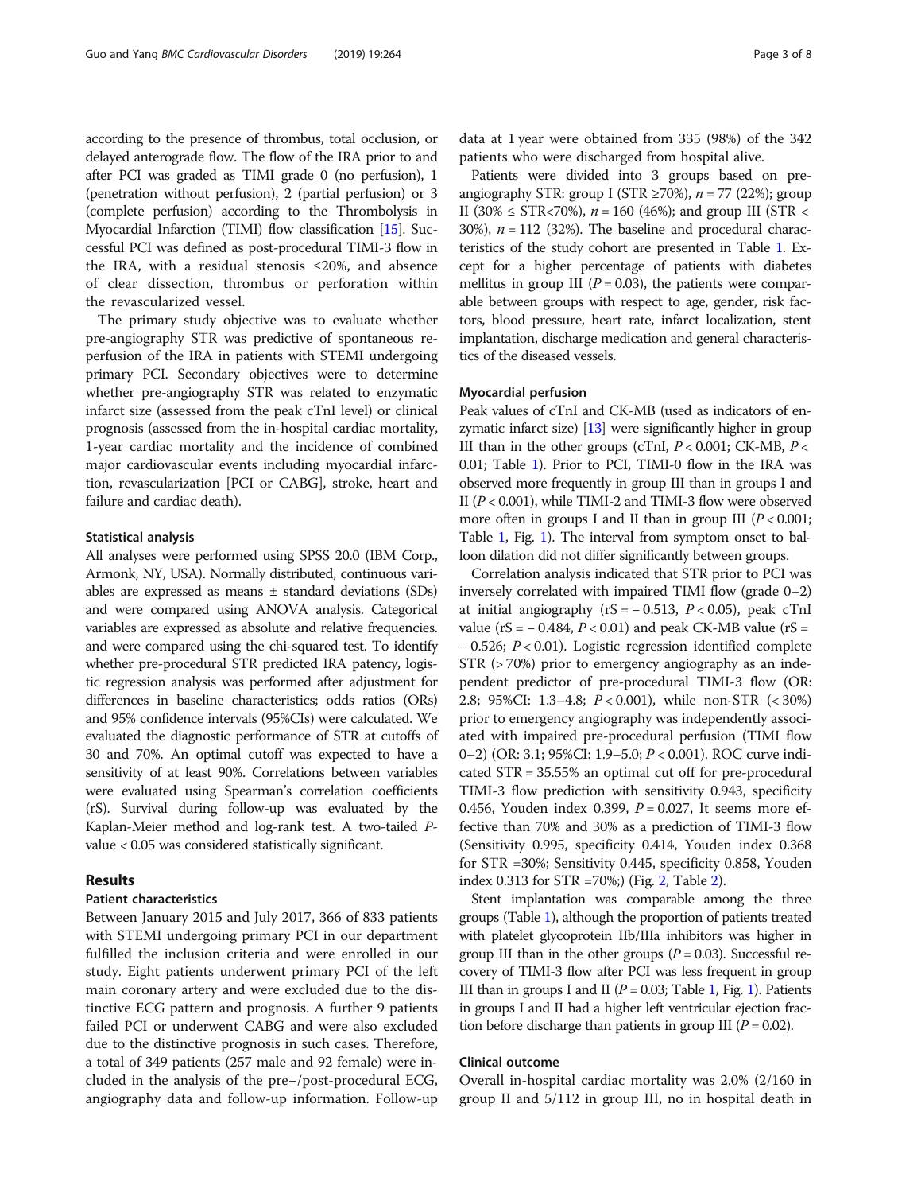according to the presence of thrombus, total occlusion, or delayed anterograde flow. The flow of the IRA prior to and after PCI was graded as TIMI grade 0 (no perfusion), 1 (penetration without perfusion), 2 (partial perfusion) or 3 (complete perfusion) according to the Thrombolysis in Myocardial Infarction (TIMI) flow classification [15]. Successful PCI was defined as post-procedural TIMI-3 flow in the IRA, with a residual stenosis ≤20%, and absence of clear dissection, thrombus or perforation within the revascularized vessel.

The primary study objective was to evaluate whether pre-angiography STR was predictive of spontaneous reperfusion of the IRA in patients with STEMI undergoing primary PCI. Secondary objectives were to determine whether pre-angiography STR was related to enzymatic infarct size (assessed from the peak cTnI level) or clinical prognosis (assessed from the in-hospital cardiac mortality, 1-year cardiac mortality and the incidence of combined major cardiovascular events including myocardial infarction, revascularization [PCI or CABG], stroke, heart and failure and cardiac death).

#### Statistical analysis

All analyses were performed using SPSS 20.0 (IBM Corp., Armonk, NY, USA). Normally distributed, continuous variables are expressed as means ± standard deviations (SDs) and were compared using ANOVA analysis. Categorical variables are expressed as absolute and relative frequencies. and were compared using the chi-squared test. To identify whether pre-procedural STR predicted IRA patency, logistic regression analysis was performed after adjustment for differences in baseline characteristics; odds ratios (ORs) and 95% confidence intervals (95%CIs) were calculated. We evaluated the diagnostic performance of STR at cutoffs of 30 and 70%. An optimal cutoff was expected to have a sensitivity of at least 90%. Correlations between variables were evaluated using Spearman's correlation coefficients (rS). Survival during follow-up was evaluated by the Kaplan-Meier method and log-rank test. A two-tailed *P*-value < 0.05 was considered statistically significant.

## Results

#### Patient characteristics

Between January 2015 and July 2017, 366 of 833 patients with STEMI undergoing primary PCI in our department fulfilled the inclusion criteria and were enrolled in our study. Eight patients underwent primary PCI of the left main coronary artery and were excluded due to the distinctive ECG pattern and prognosis. A further 9 patients failed PCI or underwent CABG and were also excluded due to the distinctive prognosis in such cases. Therefore, a total of 349 patients (257 male and 92 female) were included in the analysis of the pre−/post-procedural ECG, angiography data and follow-up information. Follow-up data at 1 year were obtained from 335 (98%) of the 342 patients who were discharged from hospital alive.

Patients were divided into 3 groups based on pre-angiography STR: group I (STR ≥70%), *n* = 77 (22%); group II (30% ≤ STR<70%), *n* = 160 (46%); and group III (STR < 30%), *n* = 112 (32%). The baseline and procedural characteristics of the study cohort are presented in Table 1. Except for a higher percentage of patients with diabetes mellitus in group III ($P = 0.03$), the patients were comparable between groups with respect to age, gender, risk factors, blood pressure, heart rate, infarct localization, stent implantation, discharge medication and general characteristics of the diseased vessels.

#### Myocardial perfusion

Peak values of cTnI and CK-MB (used as indicators of enzymatic infarct size) [13] were significantly higher in group III than in the other groups (cTnI, $P < 0.001$; CK-MB, $P < 0.01$; Table 1). Prior to PCI, TIMI-0 flow in the IRA was observed more frequently in group III than in groups I and II ($P < 0.001$), while TIMI-2 and TIMI-3 flow were observed more often in groups I and II than in group III ($P < 0.001$; Table 1, Fig. 1). The interval from symptom onset to balloon dilation did not differ significantly between groups.

Correlation analysis indicated that STR prior to PCI was inversely correlated with impaired TIMI flow (grade 0–2) at initial angiography (rS = − 0.513, $P < 0.05$), peak cTnI value (rS = − 0.484, $P < 0.01$) and peak CK-MB value (rS = − 0.526; $P < 0.01$). Logistic regression identified complete STR (> 70%) prior to emergency angiography as an independent predictor of pre-procedural TIMI-3 flow (OR: 2.8; 95%CI: 1.3–4.8; $P < 0.001$), while non-STR (< 30%) prior to emergency angiography was independently associated with impaired pre-procedural perfusion (TIMI flow 0–2) (OR: 3.1; 95%CI: 1.9–5.0; $P < 0.001$). ROC curve indicated STR = 35.55% an optimal cut off for pre-procedural TIMI-3 flow prediction with sensitivity 0.943, specificity 0.456, Youden index 0.399, $P = 0.027$, It seems more effective than 70% and 30% as a prediction of TIMI-3 flow (Sensitivity 0.995, specificity 0.414, Youden index 0.368 for STR =30%; Sensitivity 0.445, specificity 0.858, Youden index 0.313 for STR =70%;) (Fig. 2, Table 2).

Stent implantation was comparable among the three groups (Table 1), although the proportion of patients treated with platelet glycoprotein IIb/IIIa inhibitors was higher in group III than in the other groups ($P = 0.03$). Successful recovery of TIMI-3 flow after PCI was less frequent in group III than in groups I and II ($P = 0.03$; Table 1, Fig. 1). Patients in groups I and II had a higher left ventricular ejection fraction before discharge than patients in group III ($P = 0.02$).

#### Clinical outcome

Overall in-hospital cardiac mortality was 2.0% (2/160 in group II and 5/112 in group III, no in hospital death in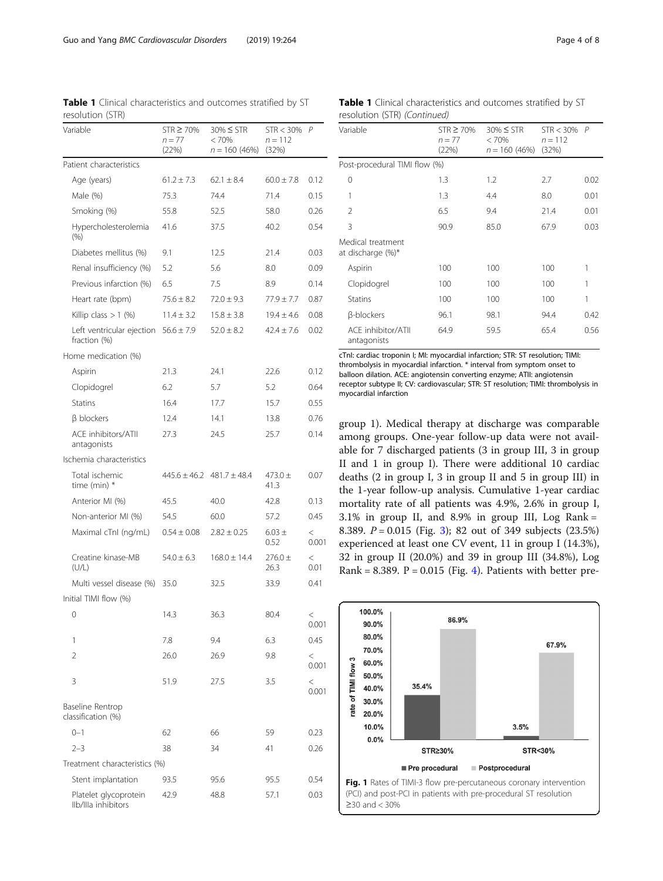**Table 1** Clinical characteristics and outcomes stratified by ST resolution (STR)

| Variable | STR ≥ 70% n = 77 (22%) | 30% ≤ STR < 70% n = 160 (46%) | STR < 30% n = 112 (32%) | P |
|---|---|---|---|---|
| Patient characteristics | | | | |
| Age (years) | 61.2 ± 7.3 | 62.1 ± 8.4 | 60.0 ± 7.8 | 0.12 |
| Male (%) | 75.3 | 74.4 | 71.4 | 0.15 |
| Smoking (%) | 55.8 | 52.5 | 58.0 | 0.26 |
| Hypercholesterolemia (%) | 41.6 | 37.5 | 40.2 | 0.54 |
| Diabetes mellitus (%) | 9.1 | 12.5 | 21.4 | 0.03 |
| Renal insufficiency (%) | 5.2 | 5.6 | 8.0 | 0.09 |
| Previous infarction (%) | 6.5 | 7.5 | 8.9 | 0.14 |
| Heart rate (bpm) | 75.6 ± 8.2 | 72.0 ± 9.3 | 77.9 ± 7.7 | 0.87 |
| Killip class > 1 (%) | 11.4 ± 3.2 | 15.8 ± 3.8 | 19.4 ± 4.6 | 0.08 |
| Left ventricular ejection fraction (%) | 56.6 ± 7.9 | 52.0 ± 8.2 | 42.4 ± 7.6 | 0.02 |
| Home medication (%) | | | | |
| Aspirin | 21.3 | 24.1 | 22.6 | 0.12 |
| Clopidogrel | 6.2 | 5.7 | 5.2 | 0.64 |
| Statins | 16.4 | 17.7 | 15.7 | 0.55 |
| β blockers | 12.4 | 14.1 | 13.8 | 0.76 |
| ACE inhibitors/ATII antagonists | 27.3 | 24.5 | 25.7 | 0.14 |
| Ischemia characteristics | | | | |
| Total ischemic time (min) * | 445.6 ± 46.2 | 481.7 ± 48.4 | 473.0 ± 41.3 | 0.07 |
| Anterior MI (%) | 45.5 | 40.0 | 42.8 | 0.13 |
| Non-anterior MI (%) | 54.5 | 60.0 | 57.2 | 0.45 |
| Maximal cTnI (ng/mL) | 0.54 ± 0.08 | 2.82 ± 0.25 | 6.03 ± 0.52 | < 0.001 |
| Creatine kinase-MB (U/L) | 54.0 ± 6.3 | 168.0 ± 14.4 | 276.0 ± 26.3 | < 0.01 |
| Multi vessel disease (%) | 35.0 | 32.5 | 33.9 | 0.41 |
| Initial TIMI flow (%) | | | | |
| 0 | 14.3 | 36.3 | 80.4 | < 0.001 |
| 1 | 7.8 | 9.4 | 6.3 | 0.45 |
| 2 | 26.0 | 26.9 | 9.8 | < 0.001 |
| 3 | 51.9 | 27.5 | 3.5 | < 0.001 |
| Baseline Rentrop classification (%) | | | | |
| 0–1 | 62 | 66 | 59 | 0.23 |
| 2–3 | 38 | 34 | 41 | 0.26 |
| Treatment characteristics (%) | | | | |
| Stent implantation | 93.5 | 95.6 | 95.5 | 0.54 |
| Platelet glycoprotein IIb/IIIa inhibitors | 42.9 | 48.8 | 57.1 | 0.03 |
| Post-procedural TIMI flow (%) | | | | |
| 0 | 1.3 | 1.2 | 2.7 | 0.02 |
| 1 | 1.3 | 4.4 | 8.0 | 0.01 |
| 2 | 6.5 | 9.4 | 21.4 | 0.01 |
| 3 | 90.9 | 85.0 | 67.9 | 0.03 |
| Medical treatment at discharge (%)* | | | | |
| Aspirin | 100 | 100 | 100 | 1 |
| Clopidogrel | 100 | 100 | 100 | 1 |
| Statins | 100 | 100 | 100 | 1 |
| β-blockers | 96.1 | 98.1 | 94.4 | 0.42 |
| ACE inhibitor/ATII antagonists | 64.9 | 59.5 | 65.4 | 0.56 |

cTnI: cardiac troponin I; MI: myocardial infarction; STR: ST resolution; TIMI: thrombolysis in myocardial infarction. * interval from symptom onset to balloon dilation. ACE: angiotensin converting enzyme; ATII: angiotensin receptor subtype II; CV: cardiovascular; STR: ST resolution; TIMI: thrombolysis in myocardial infarction

group 1). Medical therapy at discharge was comparable among groups. One-year follow-up data were not available for 7 discharged patients (3 in group III, 3 in group II and 1 in group I). There were additional 10 cardiac deaths (2 in group I, 3 in group II and 5 in group III) in the 1-year follow-up analysis. Cumulative 1-year cardiac mortality rate of all patients was 4.9%, 2.6% in group I, 3.1% in group II, and 8.9% in group III, Log Rank = 8.389. $P = 0.015$ (Fig. 3); 82 out of 349 subjects (23.5%) experienced at least one CV event, 11 in group I (14.3%), 32 in group II (20.0%) and 39 in group III (34.8%), Log Rank = 8.389. $P = 0.015$ (Fig. 4). Patients with better pre-

**Fig. 1** Rates of TIMI-3 flow pre-percutaneous coronary intervention (PCI) and post-PCI in patients with pre-procedural ST resolution ≥30 and < 30%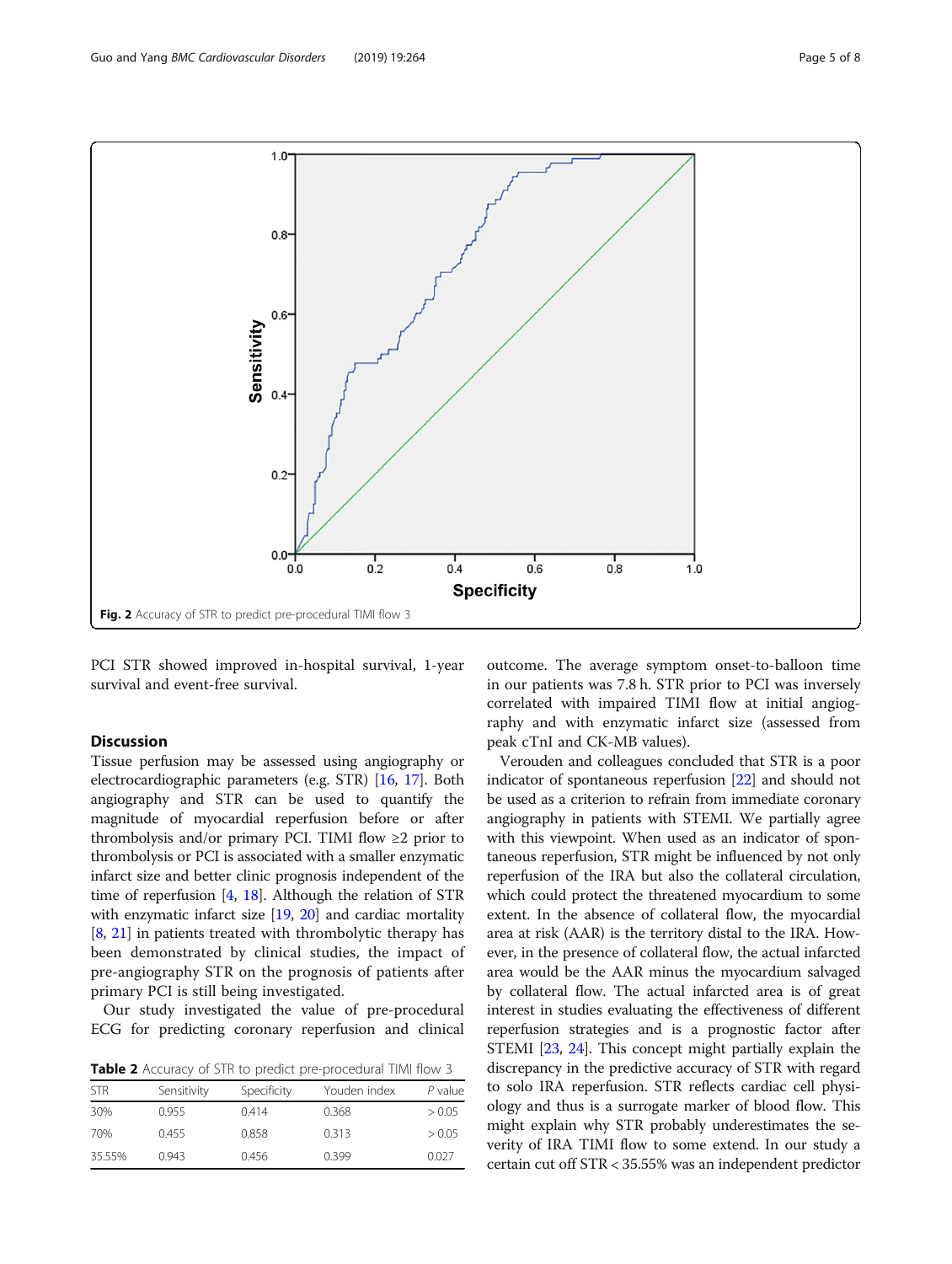Fig. 2 Accuracy of STR to predict pre-procedural TIMI flow 3

PCI STR showed improved in-hospital survival, 1-year survival and event-free survival.

## Discussion

Tissue perfusion may be assessed using angiography or electrocardiographic parameters (e.g. STR) [16, 17]. Both angiography and STR can be used to quantify the magnitude of myocardial reperfusion before or after thrombolysis and/or primary PCI. TIMI flow ≥2 prior to thrombolysis or PCI is associated with a smaller enzymatic infarct size and better clinic prognosis independent of the time of reperfusion [4, 18]. Although the relation of STR with enzymatic infarct size [19, 20] and cardiac mortality [8, 21] in patients treated with thrombolytic therapy has been demonstrated by clinical studies, the impact of pre-angiography STR on the prognosis of patients after primary PCI is still being investigated.

Our study investigated the value of pre-procedural ECG for predicting coronary reperfusion and clinical outcome. The average symptom onset-to-balloon time in our patients was 7.8 h. STR prior to PCI was inversely correlated with impaired TIMI flow at initial angiography and with enzymatic infarct size (assessed from peak cTnI and CK-MB values).

Verouden and colleagues concluded that STR is a poor indicator of spontaneous reperfusion [22] and should not be used as a criterion to refrain from immediate coronary angiography in patients with STEMI. We partially agree with this viewpoint. When used as an indicator of spontaneous reperfusion, STR might be influenced by not only reperfusion of the IRA but also the collateral circulation, which could protect the threatened myocardium to some extent. In the absence of collateral flow, the myocardial area at risk (AAR) is the territory distal to the IRA. However, in the presence of collateral flow, the actual infarcted area would be the AAR minus the myocardium salvaged by collateral flow. The actual infarcted area is of great interest in studies evaluating the effectiveness of different reperfusion strategies and is a prognostic factor after STEMI [23, 24]. This concept might partially explain the discrepancy in the predictive accuracy of STR with regard to solo IRA reperfusion. STR reflects cardiac cell physiology and thus is a surrogate marker of blood flow. This might explain why STR probably underestimates the severity of IRA TIMI flow to some extend. In our study a certain cut off STR < 35.55% was an independent predictor

**Table 2** Accuracy of STR to predict pre-procedural TIMI flow 3

| STR | Sensitivity | Specificity | Youden index | *P* value |
|---|---|---|---|---|
| 30% | 0.955 | 0.414 | 0.368 | > 0.05 |
| 70% | 0.455 | 0.858 | 0.313 | > 0.05 |
| 35.55% | 0.943 | 0.456 | 0.399 | 0.027 |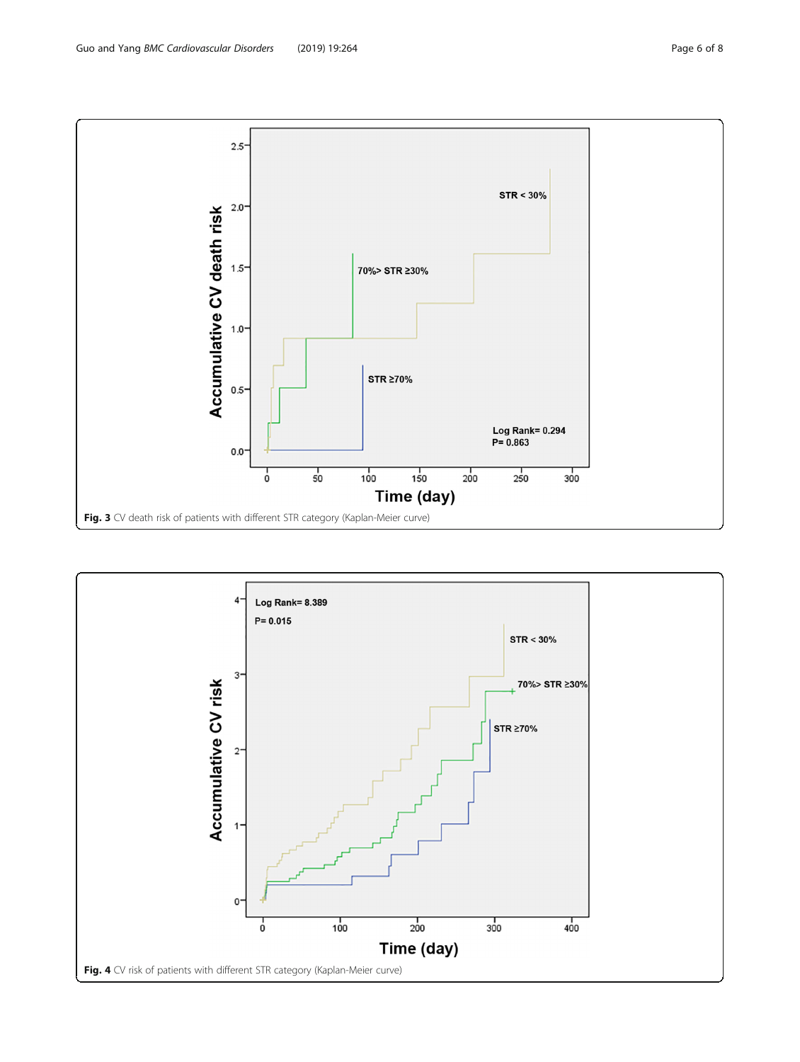**Fig. 3** CV death risk of patients with different STR category (Kaplan-Meier curve)

**Fig. 4** CV risk of patients with different STR category (Kaplan-Meier curve)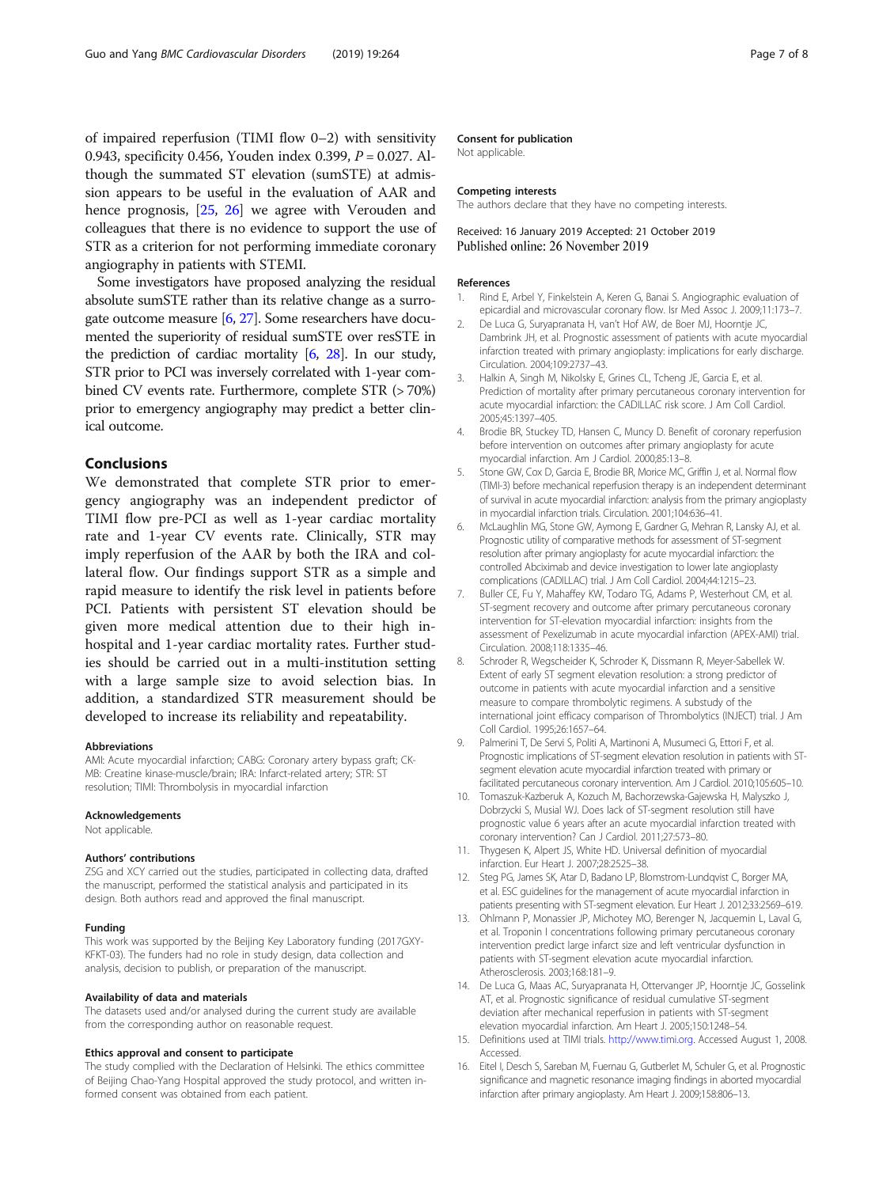of impaired reperfusion (TIMI flow 0–2) with sensitivity 0.943, specificity 0.456, Youden index 0.399, $P = 0.027$. Although the summated ST elevation (sumSTE) at admission appears to be useful in the evaluation of AAR and hence prognosis, [25, 26] we agree with Verouden and colleagues that there is no evidence to support the use of STR as a criterion for not performing immediate coronary angiography in patients with STEMI.

Some investigators have proposed analyzing the residual absolute sumSTE rather than its relative change as a surrogate outcome measure [6, 27]. Some researchers have documented the superiority of residual sumSTE over resSTE in the prediction of cardiac mortality [6, 28]. In our study, STR prior to PCI was inversely correlated with 1-year combined CV events rate. Furthermore, complete STR (> 70%) prior to emergency angiography may predict a better clinical outcome.

## Conclusions

We demonstrated that complete STR prior to emergency angiography was an independent predictor of TIMI flow pre-PCI as well as 1-year cardiac mortality rate and 1-year CV events rate. Clinically, STR may imply reperfusion of the AAR by both the IRA and collateral flow. Our findings support STR as a simple and rapid measure to identify the risk level in patients before PCI. Patients with persistent ST elevation should be given more medical attention due to their high in-hospital and 1-year cardiac mortality rates. Further studies should be carried out in a multi-institution setting with a large sample size to avoid selection bias. In addition, a standardized STR measurement should be developed to increase its reliability and repeatability.

#### Abbreviations

AMI: Acute myocardial infarction; CABG: Coronary artery bypass graft; CK-MB: Creatine kinase-muscle/brain; IRA: Infarct-related artery; STR: ST resolution; TIMI: Thrombolysis in myocardial infarction

#### Acknowledgements

Not applicable.

#### Authors' contributions

ZSG and XCY carried out the studies, participated in collecting data, drafted the manuscript, performed the statistical analysis and participated in its design. Both authors read and approved the final manuscript.

#### Funding

This work was supported by the Beijing Key Laboratory funding (2017GXY-KFKT-03). The funders had no role in study design, data collection and analysis, decision to publish, or preparation of the manuscript.

#### Availability of data and materials

The datasets used and/or analysed during the current study are available from the corresponding author on reasonable request.

#### Ethics approval and consent to participate

The study complied with the Declaration of Helsinki. The ethics committee of Beijing Chao-Yang Hospital approved the study protocol, and written informed consent was obtained from each patient.

#### Consent for publication

Not applicable.

#### Competing interests

The authors declare that they have no competing interests.

Received: 16 January 2019 Accepted: 21 October 2019
Published online: 26 November 2019

#### References

1. Rind E, Arbel Y, Finkelstein A, Keren G, Banai S. Angiographic evaluation of epicardial and microvascular coronary flow. Isr Med Assoc J. 2009;11:173–7.
2. De Luca G, Suryapranata H, van't Hof AW, de Boer MJ, Hoorntje JC, Dambrink JH, et al. Prognostic assessment of patients with acute myocardial infarction treated with primary angioplasty: implications for early discharge. Circulation. 2004;109:2737–43.
3. Halkin A, Singh M, Nikolsky E, Grines CL, Tcheng JE, Garcia E, et al. Prediction of mortality after primary percutaneous coronary intervention for acute myocardial infarction: the CADILLAC risk score. J Am Coll Cardiol. 2005;45:1397–405.
4. Brodie BR, Stuckey TD, Hansen C, Muncy D. Benefit of coronary reperfusion before intervention on outcomes after primary angioplasty for acute myocardial infarction. Am J Cardiol. 2000;85:13–8.
5. Stone GW, Cox D, Garcia E, Brodie BR, Morice MC, Griffin J, et al. Normal flow (TIMI-3) before mechanical reperfusion therapy is an independent determinant of survival in acute myocardial infarction: analysis from the primary angioplasty in myocardial infarction trials. Circulation. 2001;104:636–41.
6. McLaughlin MG, Stone GW, Aymong E, Gardner G, Mehran R, Lansky AJ, et al. Prognostic utility of comparative methods for assessment of ST-segment resolution after primary angioplasty for acute myocardial infarction: the controlled Abciximab and device investigation to lower late angioplasty complications (CADILLAC) trial. J Am Coll Cardiol. 2004;44:1215–23.
7. Buller CE, Fu Y, Mahaffey KW, Todaro TG, Adams P, Westerhout CM, et al. ST-segment recovery and outcome after primary percutaneous coronary intervention for ST-elevation myocardial infarction: insights from the assessment of Pexelizumab in acute myocardial infarction (APEX-AMI) trial. Circulation. 2008;118:1335–46.
8. Schroder R, Wegscheider K, Schroder K, Dissmann R, Meyer-Sabellek W. Extent of early ST segment elevation resolution: a strong predictor of outcome in patients with acute myocardial infarction and a sensitive measure to compare thrombolytic regimens. A substudy of the international joint efficacy comparison of Thrombolytics (INJECT) trial. J Am Coll Cardiol. 1995;26:1657–64.
9. Palmerini T, De Servi S, Politi A, Martinoni A, Musumeci G, Ettori F, et al. Prognostic implications of ST-segment elevation resolution in patients with ST-segment elevation acute myocardial infarction treated with primary or facilitated percutaneous coronary intervention. Am J Cardiol. 2010;105:605–10.
10. Tomaszuk-Kazberuk A, Kozuch M, Bachorzewska-Gajewska H, Malyszko J, Dobrzycki S, Musial WJ. Does lack of ST-segment resolution still have prognostic value 6 years after an acute myocardial infarction treated with coronary intervention? Can J Cardiol. 2011;27:573–80.
11. Thygesen K, Alpert JS, White HD. Universal definition of myocardial infarction. Eur Heart J. 2007;28:2525–38.
12. Steg PG, James SK, Atar D, Badano LP, Blomstrom-Lundqvist C, Borger MA, et al. ESC guidelines for the management of acute myocardial infarction in patients presenting with ST-segment elevation. Eur Heart J. 2012;33:2569–619.
13. Ohlmann P, Monassier JP, Michotey MO, Berenger N, Jacquemin L, Laval G, et al. Troponin I concentrations following primary percutaneous coronary intervention predict large infarct size and left ventricular dysfunction in patients with ST-segment elevation acute myocardial infarction. Atherosclerosis. 2003;168:181–9.
14. De Luca G, Maas AC, Suryapranata H, Ottervanger JP, Hoorntje JC, Gosselink AT, et al. Prognostic significance of residual cumulative ST-segment deviation after mechanical reperfusion in patients with ST-segment elevation myocardial infarction. Am Heart J. 2005;150:1248–54.
15. Definitions used at TIMI trials. http://www.timi.org. Accessed August 1, 2008. Accessed.
16. Eitel I, Desch S, Sareban M, Fuernau G, Gutberlet M, Schuler G, et al. Prognostic significance and magnetic resonance imaging findings in aborted myocardial infarction after primary angioplasty. Am Heart J. 2009;158:806–13.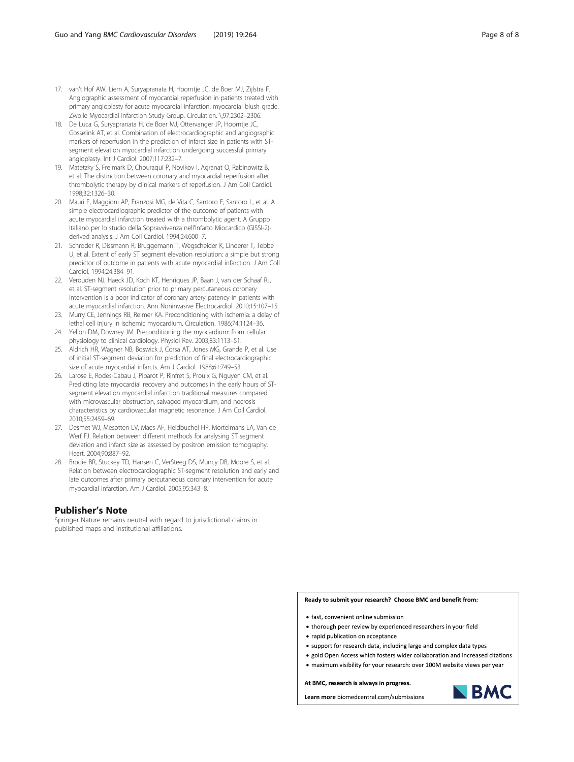17. van't Hof AW, Liem A, Suryapranata H, Hoorntje JC, de Boer MJ, Zijlstra F. Angiographic assessment of myocardial reperfusion in patients treated with primary angioplasty for acute myocardial infarction: myocardial blush grade. Zwolle Myocardial Infarction Study Group. Circulation. \;97:2302–2306.
18. De Luca G, Suryapranata H, de Boer MJ, Ottervanger JP, Hoorntje JC, Gosselink AT, et al. Combination of electrocardiographic and angiographic markers of reperfusion in the prediction of infarct size in patients with ST-segment elevation myocardial infarction undergoing successful primary angioplasty. Int J Cardiol. 2007;117:232–7.
19. Matetzky S, Freimark D, Chouraqui P, Novikov I, Agranat O, Rabinowitz B, et al. The distinction between coronary and myocardial reperfusion after thrombolytic therapy by clinical markers of reperfusion. J Am Coll Cardiol. 1998;32:1326–30.
20. Mauri F, Maggioni AP, Franzosi MG, de Vita C, Santoro E, Santoro L, et al. A simple electrocardiographic predictor of the outcome of patients with acute myocardial infarction treated with a thrombolytic agent. A Gruppo Italiano per lo studio della Sopravvivenza nell'Infarto Miocardico (GISSI-2)-derived analysis. J Am Coll Cardiol. 1994;24:600–7.
21. Schroder R, Dissmann R, Bruggemann T, Wegscheider K, Linderer T, Tebbe U, et al. Extent of early ST segment elevation resolution: a simple but strong predictor of outcome in patients with acute myocardial infarction. J Am Coll Cardiol. 1994;24:384–91.
22. Verouden NJ, Haeck JD, Koch KT, Henriques JP, Baan J, van der Schaaf RJ, et al. ST-segment resolution prior to primary percutaneous coronary intervention is a poor indicator of coronary artery patency in patients with acute myocardial infarction. Ann Noninvasive Electrocardiol. 2010;15:107–15.
23. Murry CE, Jennings RB, Reimer KA. Preconditioning with ischemia: a delay of lethal cell injury in ischemic myocardium. Circulation. 1986;74:1124–36.
24. Yellon DM, Downey JM. Preconditioning the myocardium: from cellular physiology to clinical cardiology. Physiol Rev. 2003;83:1113–51.
25. Aldrich HR, Wagner NB, Boswick J, Corsa AT, Jones MG, Grande P, et al. Use of initial ST-segment deviation for prediction of final electrocardiographic size of acute myocardial infarcts. Am J Cardiol. 1988;61:749–53.
26. Larose E, Rodes-Cabau J, Pibarot P, Rinfret S, Proulx G, Nguyen CM, et al. Predicting late myocardial recovery and outcomes in the early hours of ST-segment elevation myocardial infarction traditional measures compared with microvascular obstruction, salvaged myocardium, and necrosis characteristics by cardiovascular magnetic resonance. J Am Coll Cardiol. 2010;55:2459–69.
27. Desmet WJ, Mesotten LV, Maes AF, Heidbuchel HP, Mortelmans LA, Van de Werf FJ. Relation between different methods for analysing ST segment deviation and infarct size as assessed by positron emission tomography. Heart. 2004;90:887–92.
28. Brodie BR, Stuckey TD, Hansen C, VerSteeg DS, Muncy DB, Moore S, et al. Relation between electrocardiographic ST-segment resolution and early and late outcomes after primary percutaneous coronary intervention for acute myocardial infarction. Am J Cardiol. 2005;95:343–8.

## Publisher's Note

Springer Nature remains neutral with regard to jurisdictional claims in published maps and institutional affiliations.

**Ready to submit your research? Choose BMC and benefit from:**

- fast, convenient online submission
- thorough peer review by experienced researchers in your field
- rapid publication on acceptance
- support for research data, including large and complex data types
- gold Open Access which fosters wider collaboration and increased citations
- maximum visibility for your research: over 100M website views per year

**At BMC, research is always in progress.**

**Learn more** biomedcentral.com/submissions

BMC